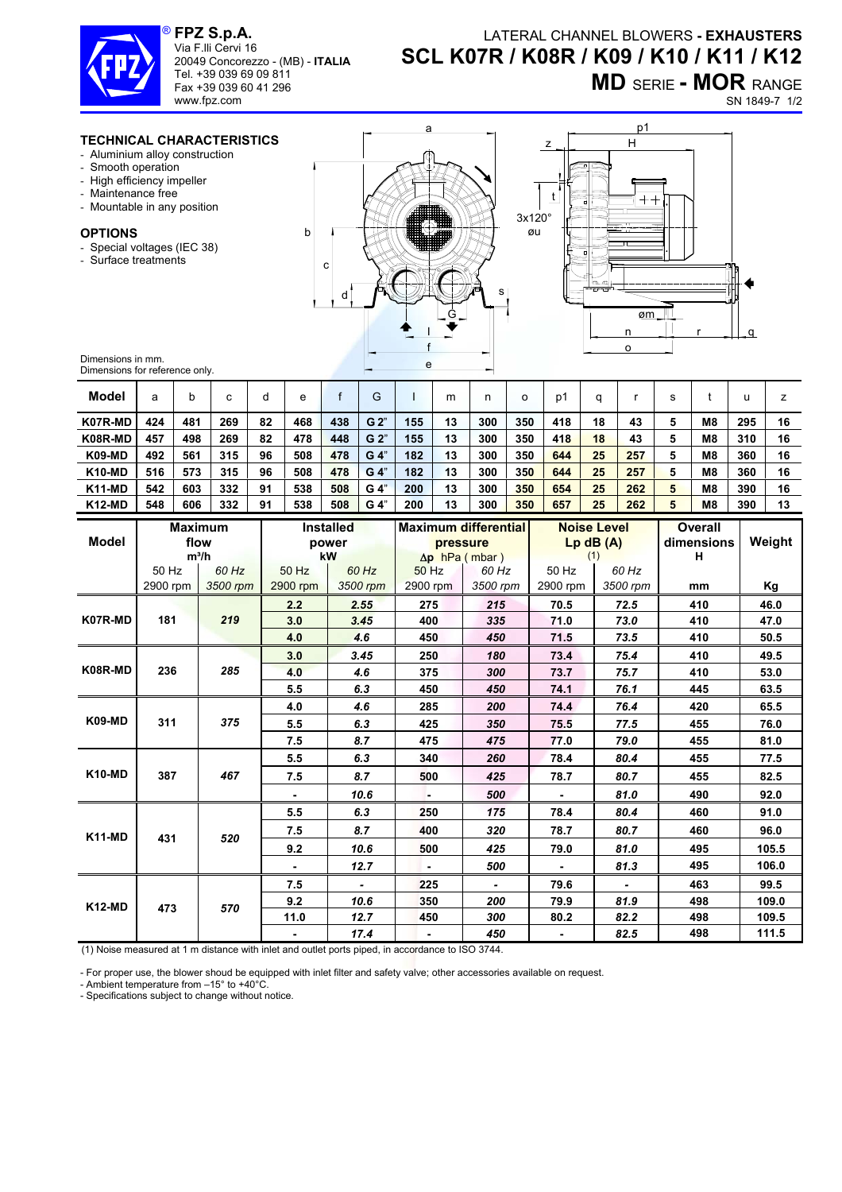**FPZ S.p.A.**
Via F.lli Cervi 16
20049 Concorezzo - (MB) - **ITALIA**
Tel. +39 039 69 09 811
Fax +39 039 60 41 296
www.fpz.com

# LATERAL CHANNEL BLOWERS - EXHAUSTERS
# SCL K07R / K08R / K09 / K10 / K11 / K12
## MD SERIE - MOR RANGE

SN 1849-7

### TECHNICAL CHARACTERISTICS
- Aluminium alloy construction
- Smooth operation
- High efficiency impeller
- Maintenance free
- Mountable in any position

### OPTIONS
- Special voltages (IEC 38)
- Surface treatments

Dimensions in mm.
Dimensions for reference only.

| Model | a | b | c | d | e | f | G | l | m | n | o | p1 | q | r | s | t | u | z |
|---|---|---|---|---|---|---|---|---|---|---|---|---|---|---|---|---|---|---|
| K07R-MD | 424 | 481 | 269 | 82 | 468 | 438 | G 2" | 155 | 13 | 300 | 350 | 418 | 18 | 43 | 5 | M8 | 295 | 16 |
| K08R-MD | 457 | 498 | 269 | 82 | 478 | 448 | G 2" | 155 | 13 | 300 | 350 | 418 | 18 | 43 | 5 | M8 | 310 | 16 |
| K09-MD | 492 | 561 | 315 | 96 | 508 | 478 | G 4" | 182 | 13 | 300 | 350 | 644 | 25 | 257 | 5 | M8 | 360 | 16 |
| K10-MD | 516 | 573 | 315 | 96 | 508 | 478 | G 4" | 182 | 13 | 300 | 350 | 644 | 25 | 257 | 5 | M8 | 360 | 16 |
| K11-MD | 542 | 603 | 332 | 91 | 538 | 508 | G 4" | 200 | 13 | 300 | 350 | 654 | 25 | 262 | 5 | M8 | 390 | 16 |
| K12-MD | 548 | 606 | 332 | 91 | 538 | 508 | G 4" | 200 | 13 | 300 | 350 | 657 | 25 | 262 | 5 | M8 | 390 | 13 |

| Model | Maximum flow m³/h | | Installed power kW | | Maximum differential pressure Δp hPa ( mbar ) | | Noise Level Lp dB (A) (1) | | Overall dimensions H | Weight |
|---|---|---|---|---|---|---|---|---|---|---|
| | 50 Hz 2900 rpm | *60 Hz 3500 rpm* | 50 Hz 2900 rpm | *60 Hz 3500 rpm* | 50 Hz 2900 rpm | *60 Hz 3500 rpm* | 50 Hz 2900 rpm | *60 Hz 3500 rpm* | mm | Kg |
| K07R-MD | 181 | *219* | 2.2 | *2.55* | 275 | *215* | 70.5 | *72.5* | 410 | 46.0 |
| | | | 3.0 | *3.45* | 400 | *335* | 71.0 | *73.0* | 410 | 47.0 |
| | | | 4.0 | *4.6* | 450 | *450* | 71.5 | *73.5* | 410 | 50.5 |
| K08R-MD | 236 | *285* | 3.0 | *3.45* | 250 | *180* | 73.4 | *75.4* | 410 | 49.5 |
| | | | 4.0 | *4.6* | 375 | *300* | 73.7 | *75.7* | 410 | 53.0 |
| | | | 5.5 | *6.3* | 450 | *450* | 74.1 | *76.1* | 445 | 63.5 |
| K09-MD | 311 | *375* | 4.0 | *4.6* | 285 | *200* | 74.4 | *76.4* | 420 | 65.5 |
| | | | 5.5 | *6.3* | 425 | *350* | 75.5 | *77.5* | 455 | 76.0 |
| | | | 7.5 | *8.7* | 475 | *475* | 77.0 | *79.0* | 455 | 81.0 |
| K10-MD | 387 | *467* | 5.5 | *6.3* | 340 | *260* | 78.4 | *80.4* | 455 | 77.5 |
| | | | 7.5 | *8.7* | 500 | *425* | 78.7 | *80.7* | 455 | 82.5 |
| | | | - | *10.6* | - | *500* | - | *81.0* | 490 | 92.0 |
| K11-MD | 431 | *520* | 5.5 | *6.3* | 250 | *175* | 78.4 | *80.4* | 460 | 91.0 |
| | | | 7.5 | *8.7* | 400 | *320* | 78.7 | *80.7* | 460 | 96.0 |
| | | | 9.2 | *10.6* | 500 | *425* | 79.0 | *81.0* | 495 | 105.5 |
| | | | - | *12.7* | - | *500* | - | *81.3* | 495 | 106.0 |
| K12-MD | 473 | *570* | 7.5 | *-* | 225 | *-* | 79.6 | *-* | 463 | 99.5 |
| | | | 9.2 | *10.6* | 350 | *200* | 79.9 | *81.9* | 498 | 109.0 |
| | | | 11.0 | *12.7* | 450 | *300* | 80.2 | *82.2* | 498 | 109.5 |
| | | | - | *17.4* | - | *450* | - | *82.5* | 498 | 111.5 |

(1) Noise measured at 1 m distance with inlet and outlet ports piped, in accordance to ISO 3744.

- For proper use, the blower shoud be equipped with inlet filter and safety valve; other accessories available on request.
- Ambient temperature from –15° to +40°C.
- Specifications subject to change without notice.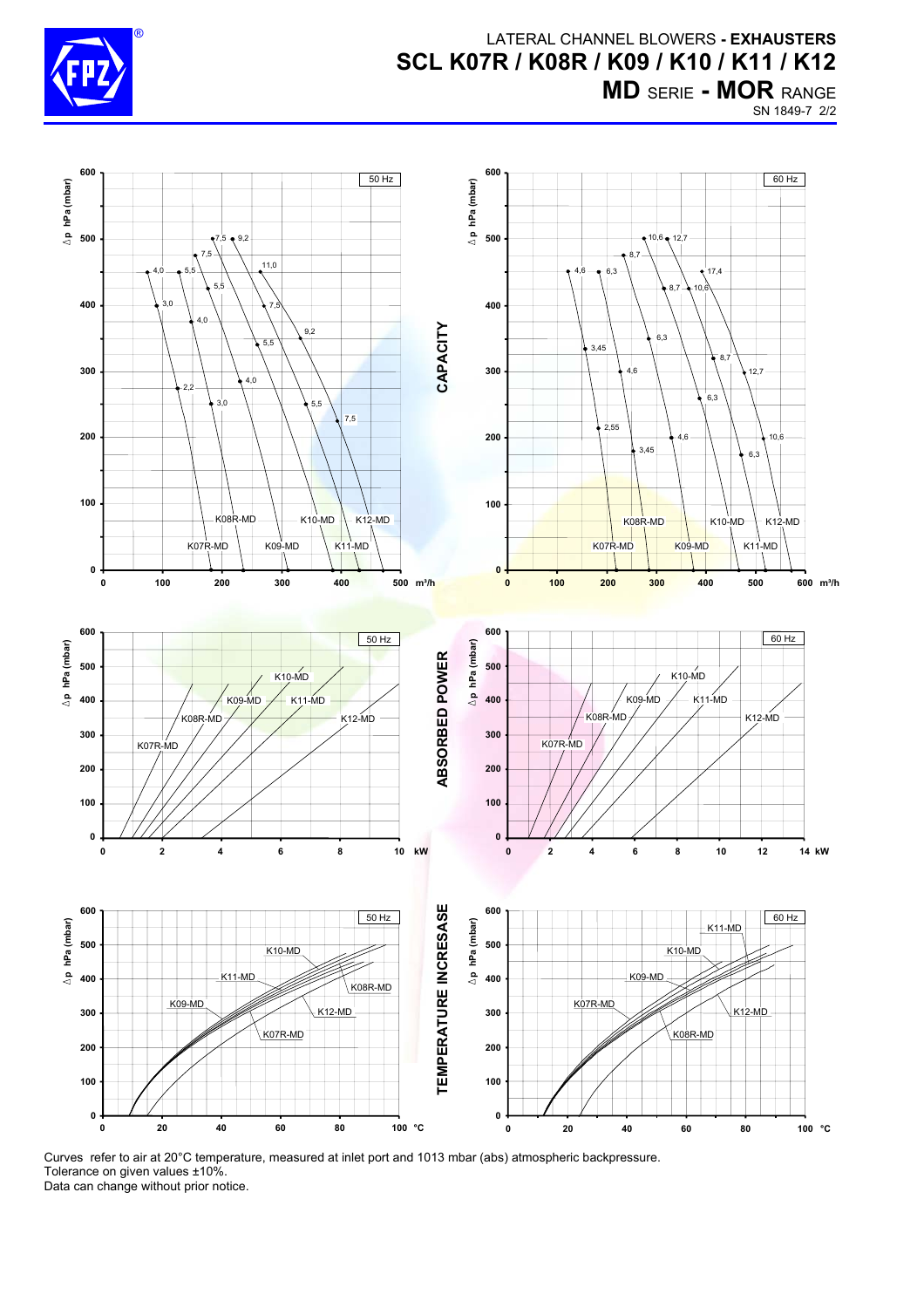# LATERAL CHANNEL BLOWERS - EXHAUSTERS

# SCL K07R / K08R / K09 / K10 / K11 / K12

## MD SERIE - MOR RANGE

SN 1849-7 2/2

CAPACITY

50 Hz

Δp hPa (mbar)

600
500
400
300
200
100
0

0 100 200 300 400 500 m³/h

4,0
5,5
7,5
9,2
7,5
11,0
5,5
3,0
7,5
4,0
9,2
5,5
2,2
4,0
3,0
5,5
7,5

K08R-MD
K10-MD
K12-MD
K07R-MD
K09-MD
K11-MD

60 Hz

Δp hPa (mbar)

600
500
400
300
200
100
0

0 100 200 300 400 500 600 m³/h

10,6
12,7
4,6
6,3
8,7
17,4
8,7
10,6
6,3
3,45
8,7
4,6
12,7
6,3
2,55
4,6
10,6
3,45
6,3

K08R-MD
K10-MD
K12-MD
K07R-MD
K09-MD
K11-MD

ABSORBED POWER

50 Hz

Δp hPa (mbar)

600
500
400
300
200
100
0

0 2 4 6 8 10 kW

K10-MD
K09-MD
K11-MD
K08R-MD
K12-MD
K07R-MD

60 Hz

Δp hPa (mbar)

600
500
400
300
200
100
0

0 2 4 6 8 10 12 14 kW

K10-MD
K09-MD
K11-MD
K08R-MD
K12-MD
K07R-MD

TEMPERATURE INCRESASE

50 Hz

Δp hPa (mbar)

600
500
400
300
200
100
0

0 20 40 60 80 100 °C

K10-MD
K11-MD
K08R-MD
K09-MD
K12-MD
K07R-MD

60 Hz

Δp hPa (mbar)

600
500
400
300
200
100
0

0 20 40 60 80 100 °C

K11-MD
K10-MD
K09-MD
K07R-MD
K12-MD
K08R-MD

Curves refer to air at 20°C temperature, measured at inlet port and 1013 mbar (abs) atmospheric backpressure.
Tolerance on given values ±10%.
Data can change without prior notice.